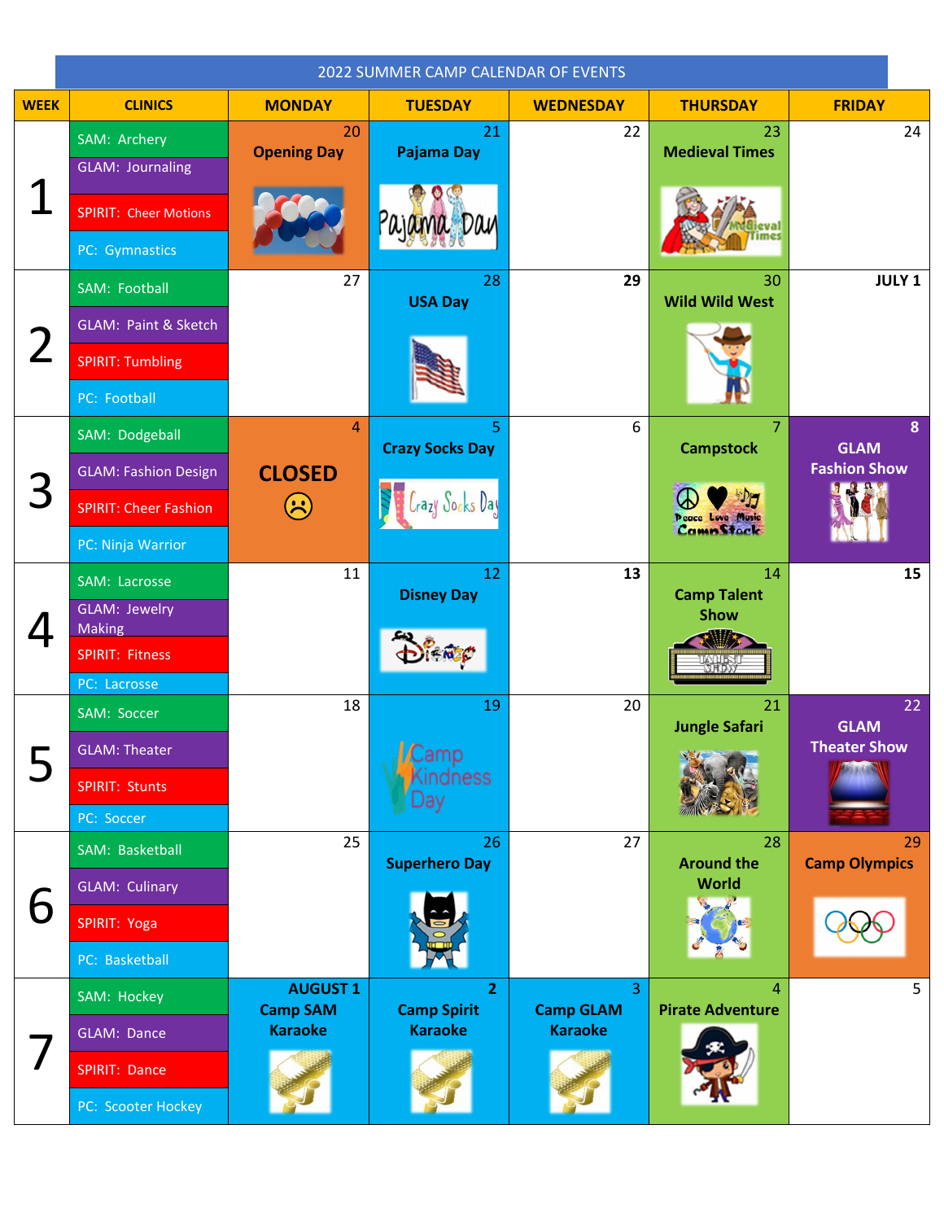# 2022 SUMMER CAMP CALENDAR OF EVENTS

| WEEK | CLINICS | MONDAY | TUESDAY | WEDNESDAY | THURSDAY | FRIDAY |
|---|---|---|---|---|---|---|
| 1 | SAM: Archery<br>GLAM: Journaling<br>SPIRIT: Cheer Motions<br>PC: Gymnastics | 20<br>Opening Day | 21<br>Pajama Day | 22 | 23<br>Medieval Times | 24 |
| 2 | SAM: Football<br>GLAM: Paint & Sketch<br>SPIRIT: Tumbling<br>PC: Football | 27 | 28<br>USA Day | **29** | 30<br>Wild Wild West | **JULY 1** |
| 3 | SAM: Dodgeball<br>GLAM: Fashion Design<br>SPIRIT: Cheer Fashion<br>PC: Ninja Warrior | 4<br>CLOSED<br>☹ | 5<br>Crazy Socks Day | 6 | 7<br>Campstock | **8**<br>GLAM Fashion Show |
| 4 | SAM: Lacrosse<br>GLAM: Jewelry Making<br>SPIRIT: Fitness<br>PC: Lacrosse | 11 | 12<br>Disney Day | **13** | 14<br>Camp Talent Show | **15** |
| 5 | SAM: Soccer<br>GLAM: Theater<br>SPIRIT: Stunts<br>PC: Soccer | 18 | 19<br>Camp Kindness Day | 20 | 21<br>Jungle Safari | 22<br>GLAM Theater Show |
| 6 | SAM: Basketball<br>GLAM: Culinary<br>SPIRIT: Yoga<br>PC: Basketball | 25 | 26<br>Superhero Day | 27 | 28<br>Around the World | 29<br>Camp Olympics |
| 7 | SAM: Hockey<br>GLAM: Dance<br>SPIRIT: Dance<br>PC: Scooter Hockey | **AUGUST 1**<br>Camp SAM Karaoke | **2**<br>Camp Spirit Karaoke | 3<br>Camp GLAM Karaoke | 4<br>Pirate Adventure | 5 |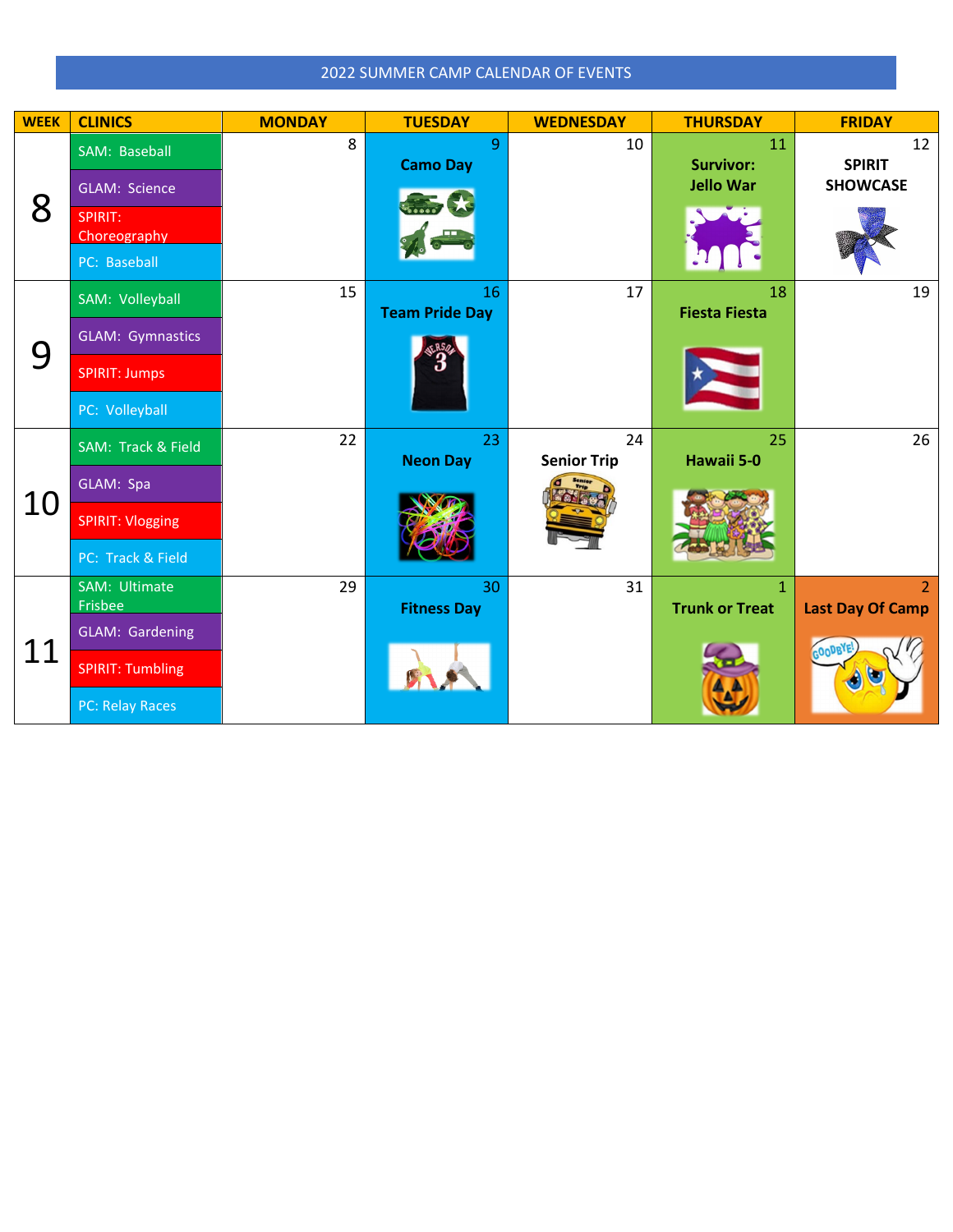# 2022 SUMMER CAMP CALENDAR OF EVENTS

| WEEK | CLINICS | MONDAY | TUESDAY | WEDNESDAY | THURSDAY | FRIDAY |
|---|---|---|---|---|---|---|
| 8 | SAM: Baseball<br>GLAM: Science<br>SPIRIT: Choreography<br>PC: Baseball | 8 | 9<br>**Camo Day** | 10 | 11<br>**Survivor: Jello War** | 12<br>**SPIRIT SHOWCASE** |
| 9 | SAM: Volleyball<br>GLAM: Gymnastics<br>SPIRIT: Jumps<br>PC: Volleyball | 15 | 16<br>**Team Pride Day** | 17 | 18<br>**Fiesta Fiesta** | 19 |
| 10 | SAM: Track & Field<br>GLAM: Spa<br>SPIRIT: Vlogging<br>PC: Track & Field | 22 | 23<br>**Neon Day** | 24<br>**Senior Trip** | 25<br>**Hawaii 5-0** | 26 |
| 11 | SAM: Ultimate Frisbee<br>GLAM: Gardening<br>SPIRIT: Tumbling<br>PC: Relay Races | 29 | 30<br>**Fitness Day** | 31 | 1<br>**Trunk or Treat** | 2<br>**Last Day Of Camp** |